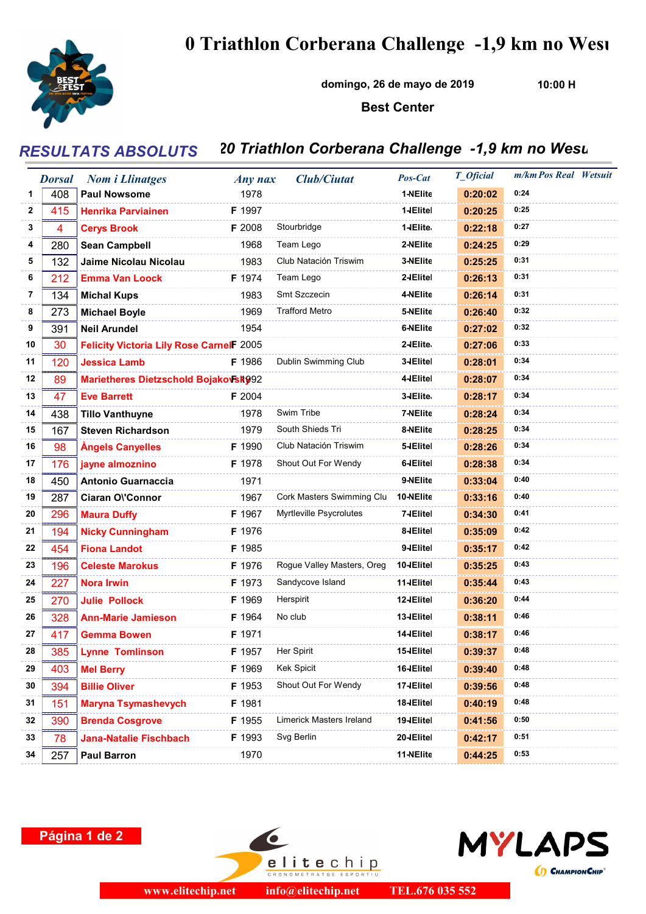# 0 Triathlon Corberana Challenge -1,9 km no Wesu

domingo, 26 de mayo de 2019 10:00 H

Best Center

## RESULTATS ABSOLUTS

## 20 Triathlon Corberana Challenge -1,9 km no Wesu

| | Dorsal | Nom i Llinatges | Any nax | Club/Ciutat | Pos-Cat | T_Oficial | m/km | Pos Real | Wetsuit |
|---|---|---|---|---|---|---|---|---|---|
| 1 | 408 | Paul Nowsome | 1978 | | 1-NElite | 0:20:02 | 0:24 | | |
| 2 | 415 | Henrika Parviainen | F 1997 | | 1-lElitel | 0:20:25 | 0:25 | | |
| 3 | 4 | Cerys Brook | F 2008 | Stourbridge | 1-lElite. | 0:22:18 | 0:27 | | |
| 4 | 280 | Sean Campbell | 1968 | Team Lego | 2-NElite | 0:24:25 | 0:29 | | |
| 5 | 132 | Jaime Nicolau Nicolau | 1983 | Club Natación Triswim | 3-NElite | 0:25:25 | 0:31 | | |
| 6 | 212 | Emma Van Loock | F 1974 | Team Lego | 2-lElitel | 0:26:13 | 0:31 | | |
| 7 | 134 | Michal Kups | 1983 | Smt Szczecin | 4-NElite | 0:26:14 | 0:31 | | |
| 8 | 273 | Michael Boyle | 1969 | Trafford Metro | 5-NElite | 0:26:40 | 0:32 | | |
| 9 | 391 | Neil Arundel | 1954 | | 6-NElite | 0:27:02 | 0:32 | | |
| 10 | 30 | Felicity Victoria Lily Rose Carnel | F 2005 | | 2-lElite. | 0:27:06 | 0:33 | | |
| 11 | 120 | Jessica Lamb | F 1986 | Dublin Swimming Club | 3-lElitel | 0:28:01 | 0:34 | | |
| 12 | 89 | Marietheres Dietzschold Bojakowski | F 1992 | | 4-lElitel | 0:28:07 | 0:34 | | |
| 13 | 47 | Eve Barrett | F 2004 | | 3-lElite. | 0:28:17 | 0:34 | | |
| 14 | 438 | Tillo Vanthuyne | 1978 | Swim Tribe | 7-NElite | 0:28:24 | 0:34 | | |
| 15 | 167 | Steven Richardson | 1979 | South Shieds Tri | 8-NElite | 0:28:25 | 0:34 | | |
| 16 | 98 | Àngels Canyelles | F 1990 | Club Natación Triswim | 5-lElitel | 0:28:26 | 0:34 | | |
| 17 | 176 | jayne almoznino | F 1978 | Shout Out For Wendy | 6-lElitel | 0:28:38 | 0:34 | | |
| 18 | 450 | Antonio Guarnaccia | 1971 | | 9-NElite | 0:33:04 | 0:40 | | |
| 19 | 287 | Ciaran O\'Connor | 1967 | Cork Masters Swimming Clu | 10-NElite | 0:33:16 | 0:40 | | |
| 20 | 296 | Maura Duffy | F 1967 | Myrtleville Psycrolutes | 7-lElitel | 0:34:30 | 0:41 | | |
| 21 | 194 | Nicky Cunningham | F 1976 | | 8-lElitel | 0:35:09 | 0:42 | | |
| 22 | 454 | Fiona Landot | F 1985 | | 9-lElitel | 0:35:17 | 0:42 | | |
| 23 | 196 | Celeste Marokus | F 1976 | Rogue Valley Masters, Oreg | 10-lElitel | 0:35:25 | 0:43 | | |
| 24 | 227 | Nora Irwin | F 1973 | Sandycove Island | 11-lElitel | 0:35:44 | 0:43 | | |
| 25 | 270 | Julie Pollock | F 1969 | Herspirit | 12-lElitel | 0:36:20 | 0:44 | | |
| 26 | 328 | Ann-Marie Jamieson | F 1964 | No club | 13-lElitel | 0:38:11 | 0:46 | | |
| 27 | 417 | Gemma Bowen | F 1971 | | 14-lElitel | 0:38:17 | 0:46 | | |
| 28 | 385 | Lynne Tomlinson | F 1957 | Her Spirit | 15-lElitel | 0:39:37 | 0:48 | | |
| 29 | 403 | Mel Berry | F 1969 | Kek Spicit | 16-lElitel | 0:39:40 | 0:48 | | |
| 30 | 394 | Billie Oliver | F 1953 | Shout Out For Wendy | 17-lElitel | 0:39:56 | 0:48 | | |
| 31 | 151 | Maryna Tsymashevych | F 1981 | | 18-lElitel | 0:40:19 | 0:48 | | |
| 32 | 390 | Brenda Cosgrove | F 1955 | Limerick Masters Ireland | 19-lElitel | 0:41:56 | 0:50 | | |
| 33 | 78 | Jana-Natalie Fischbach | F 1993 | Svg Berlin | 20-lElitel | 0:42:17 | 0:51 | | |
| 34 | 257 | Paul Barron | 1970 | | 11-NElite | 0:44:25 | 0:53 | | |

www.elitechip.net info@elitechip.net TEL.676 035 552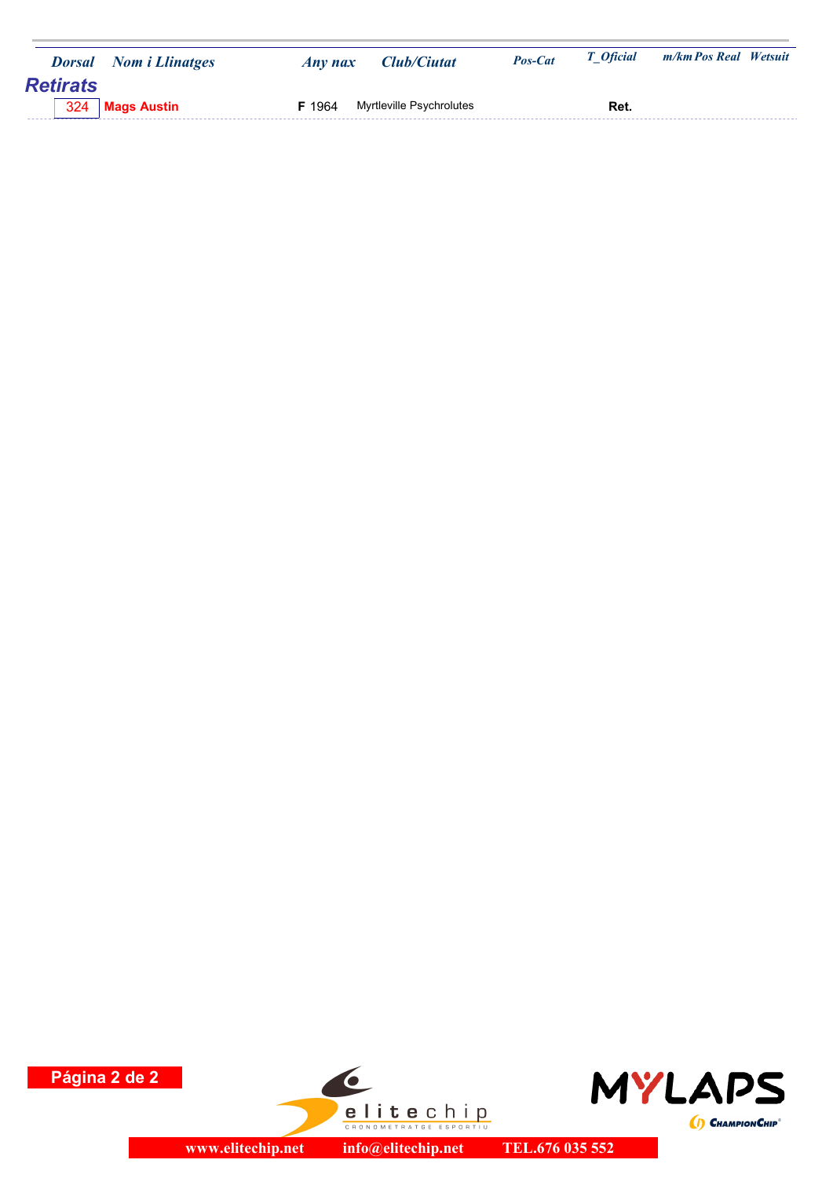| Dorsal | Nom i Llinatges | Any nax | Club/Ciutat | Pos-Cat | T_Oficial | m/km | Pos Real | Wetsuit |
|---|---|---|---|---|---|---|---|---|
| **Retirats** | | | | | | | | |
| 324 | **Mags Austin** | **F** 1964 | Myrtleville Psychrolutes | | **Ret.** | | | |

www.elitechip.net info@elitechip.net TEL.676 035 552